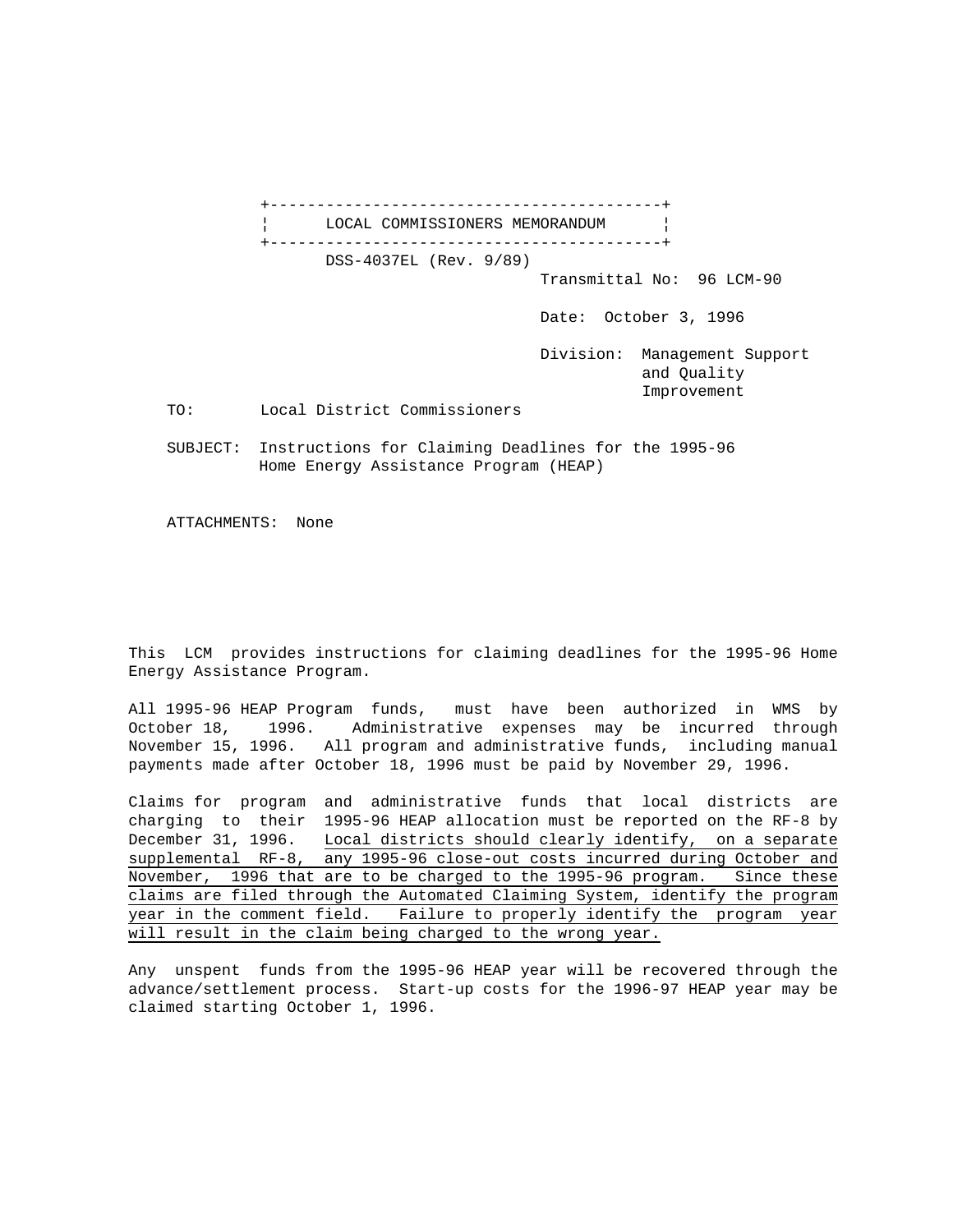# LOCAL COMMISSIONERS MEMORANDUM

DSS-4037EL (Rev. 9/89)

Transmittal No: 96 LCM-90

Date: October 3, 1996

Division: Management Support and Quality Improvement

TO: Local District Commissioners

SUBJECT: Instructions for Claiming Deadlines for the 1995-96 Home Energy Assistance Program (HEAP)

ATTACHMENTS: None

This LCM provides instructions for claiming deadlines for the 1995-96 Home Energy Assistance Program.

All 1995-96 HEAP Program funds, must have been authorized in WMS by October 18, 1996. Administrative expenses may be incurred through November 15, 1996. All program and administrative funds, including manual payments made after October 18, 1996 must be paid by November 29, 1996.

Claims for program and administrative funds that local districts are charging to their 1995-96 HEAP allocation must be reported on the RF-8 by December 31, 1996. <u>Local districts should clearly identify, on a separate supplemental RF-8, any 1995-96 close-out costs incurred during October and November, 1996 that are to be charged to the 1995-96 program. Since these claims are filed through the Automated Claiming System, identify the program year in the comment field. Failure to properly identify the program year will result in the claim being charged to the wrong year.</u>

Any unspent funds from the 1995-96 HEAP year will be recovered through the advance/settlement process. Start-up costs for the 1996-97 HEAP year may be claimed starting October 1, 1996.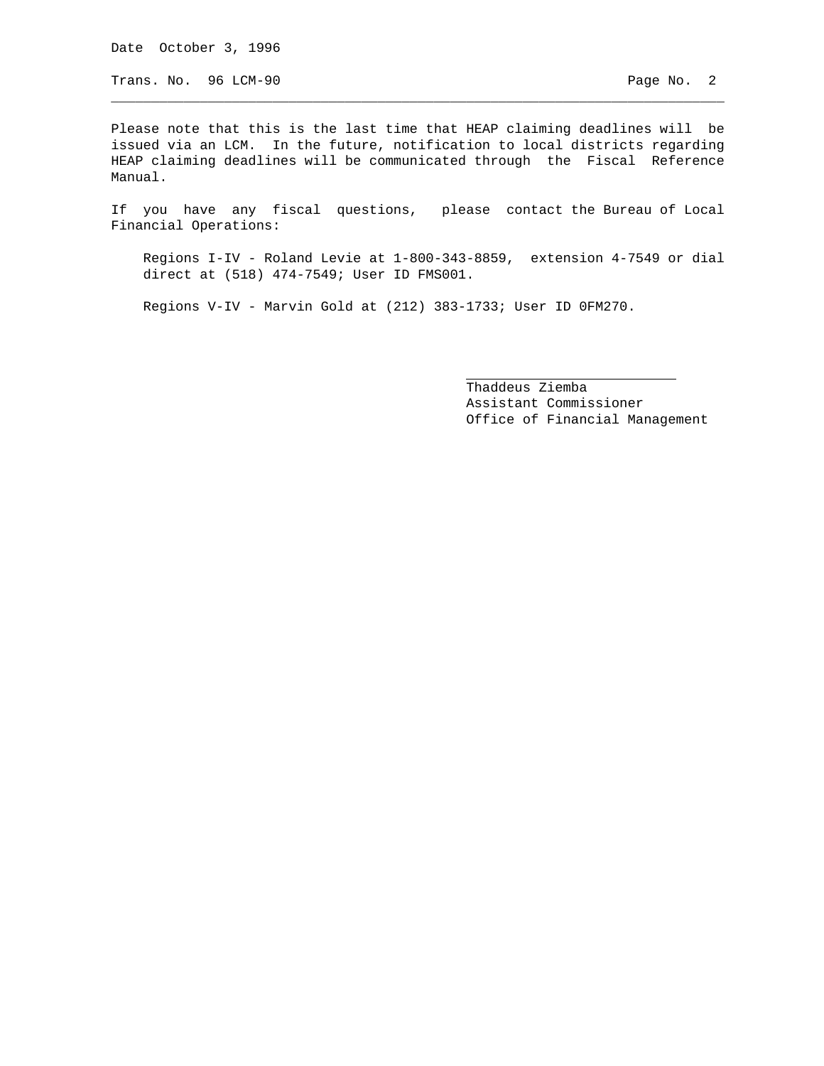Please note that this is the last time that HEAP claiming deadlines will be issued via an LCM. In the future, notification to local districts regarding HEAP claiming deadlines will be communicated through the Fiscal Reference Manual.

If you have any fiscal questions, please contact the Bureau of Local Financial Operations:

Regions I-IV - Roland Levie at 1-800-343-8859, extension 4-7549 or dial direct at (518) 474-7549; User ID FMS001.

Regions V-IV - Marvin Gold at (212) 383-1733; User ID 0FM270.

Thaddeus Ziemba
Assistant Commissioner
Office of Financial Management